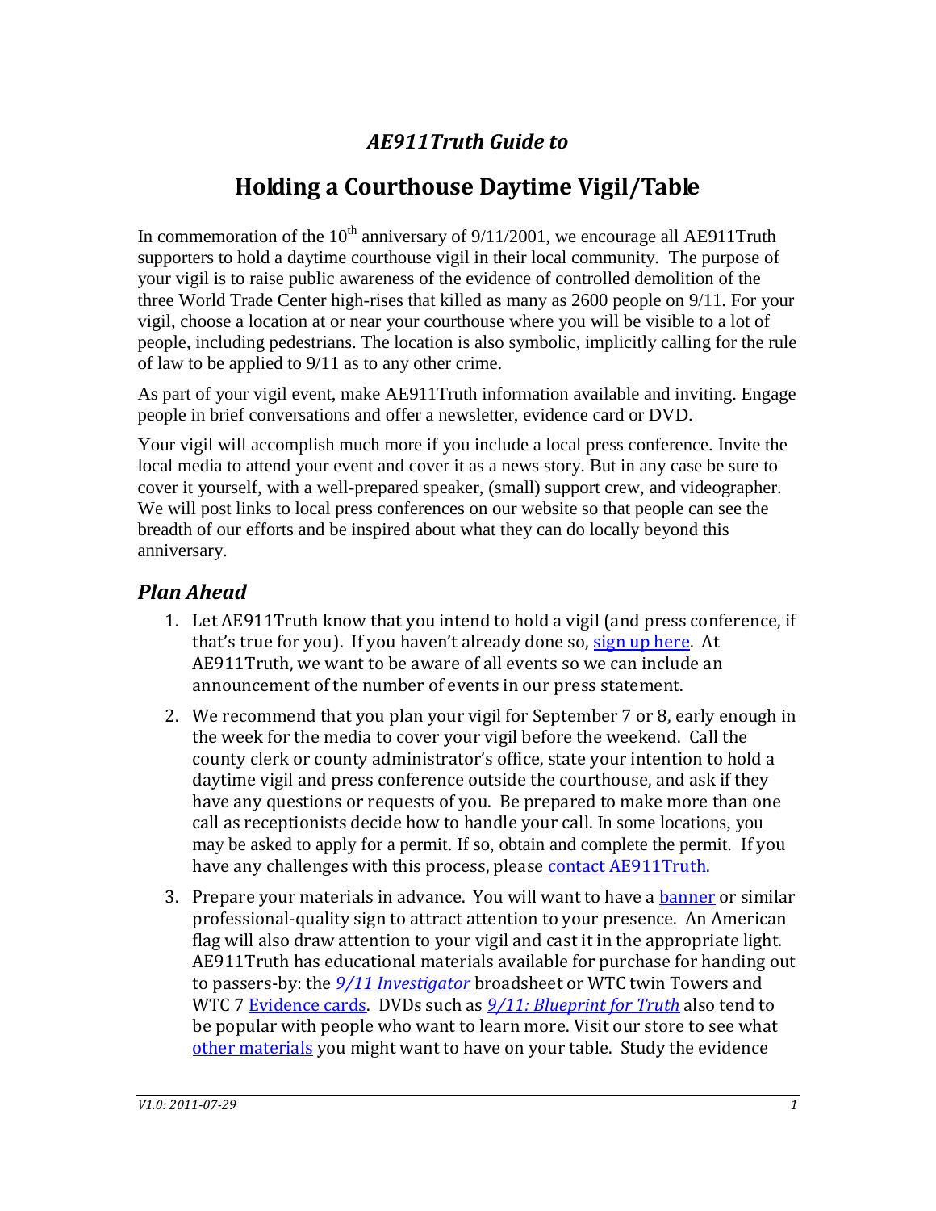## *AE911Truth Guide to*

# Holding a Courthouse Daytime Vigil/Table

In commemoration of the 10th anniversary of 9/11/2001, we encourage all AE911Truth supporters to hold a daytime courthouse vigil in their local community. The purpose of your vigil is to raise public awareness of the evidence of controlled demolition of the three World Trade Center high-rises that killed as many as 2600 people on 9/11. For your vigil, choose a location at or near your courthouse where you will be visible to a lot of people, including pedestrians. The location is also symbolic, implicitly calling for the rule of law to be applied to 9/11 as to any other crime.

As part of your vigil event, make AE911Truth information available and inviting. Engage people in brief conversations and offer a newsletter, evidence card or DVD.

Your vigil will accomplish much more if you include a local press conference. Invite the local media to attend your event and cover it as a news story. But in any case be sure to cover it yourself, with a well-prepared speaker, (small) support crew, and videographer. We will post links to local press conferences on our website so that people can see the breadth of our efforts and be inspired about what they can do locally beyond this anniversary.

## *Plan Ahead*

1. Let AE911Truth know that you intend to hold a vigil (and press conference, if that's true for you). If you haven't already done so, sign up here. At AE911Truth, we want to be aware of all events so we can include an announcement of the number of events in our press statement.

2. We recommend that you plan your vigil for September 7 or 8, early enough in the week for the media to cover your vigil before the weekend. Call the county clerk or county administrator's office, state your intention to hold a daytime vigil and press conference outside the courthouse, and ask if they have any questions or requests of you. Be prepared to make more than one call as receptionists decide how to handle your call. In some locations, you may be asked to apply for a permit. If so, obtain and complete the permit. If you have any challenges with this process, please contact AE911Truth.

3. Prepare your materials in advance. You will want to have a banner or similar professional-quality sign to attract attention to your presence. An American flag will also draw attention to your vigil and cast it in the appropriate light. AE911Truth has educational materials available for purchase for handing out to passers-by: the *9/11 Investigator* broadsheet or WTC twin Towers and WTC 7 Evidence cards. DVDs such as *9/11: Blueprint for Truth* also tend to be popular with people who want to learn more. Visit our store to see what other materials you might want to have on your table. Study the evidence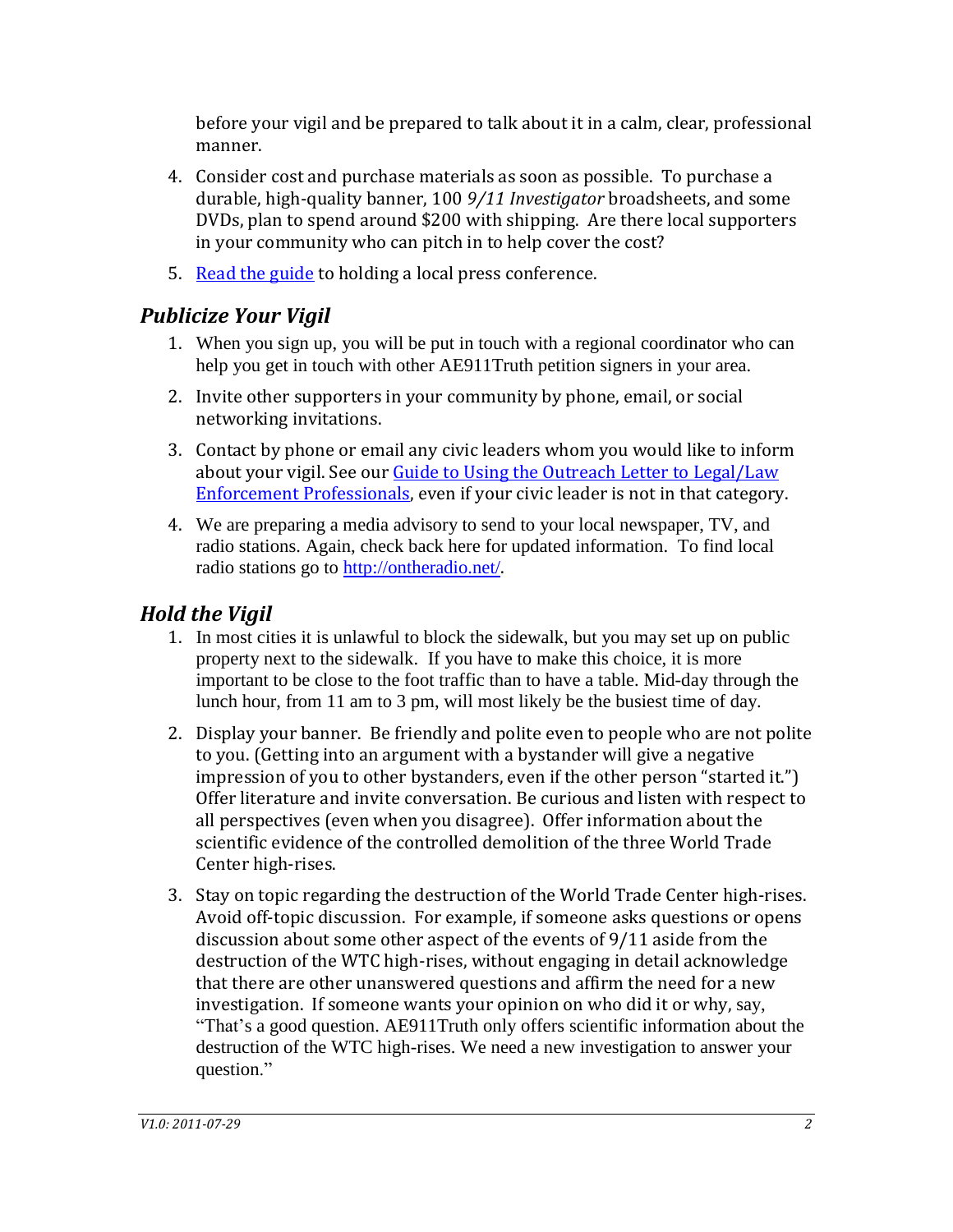before your vigil and be prepared to talk about it in a calm, clear, professional manner.

4. Consider cost and purchase materials as soon as possible. To purchase a durable, high-quality banner, 100 *9/11 Investigator* broadsheets, and some DVDs, plan to spend around $200 with shipping. Are there local supporters in your community who can pitch in to help cover the cost?

5. Read the guide to holding a local press conference.

## *Publicize Your Vigil*

1. When you sign up, you will be put in touch with a regional coordinator who can help you get in touch with other AE911Truth petition signers in your area.

2. Invite other supporters in your community by phone, email, or social networking invitations.

3. Contact by phone or email any civic leaders whom you would like to inform about your vigil. See our Guide to Using the Outreach Letter to Legal/Law Enforcement Professionals, even if your civic leader is not in that category.

4. We are preparing a media advisory to send to your local newspaper, TV, and radio stations. Again, check back here for updated information. To find local radio stations go to http://ontheradio.net/.

## *Hold the Vigil*

1. In most cities it is unlawful to block the sidewalk, but you may set up on public property next to the sidewalk. If you have to make this choice, it is more important to be close to the foot traffic than to have a table. Mid-day through the lunch hour, from 11 am to 3 pm, will most likely be the busiest time of day.

2. Display your banner. Be friendly and polite even to people who are not polite to you. (Getting into an argument with a bystander will give a negative impression of you to other bystanders, even if the other person "started it.") Offer literature and invite conversation. Be curious and listen with respect to all perspectives (even when you disagree). Offer information about the scientific evidence of the controlled demolition of the three World Trade Center high-rises.

3. Stay on topic regarding the destruction of the World Trade Center high-rises. Avoid off-topic discussion. For example, if someone asks questions or opens discussion about some other aspect of the events of 9/11 aside from the destruction of the WTC high-rises, without engaging in detail acknowledge that there are other unanswered questions and affirm the need for a new investigation. If someone wants your opinion on who did it or why, say, "That's a good question. AE911Truth only offers scientific information about the destruction of the WTC high-rises. We need a new investigation to answer your question."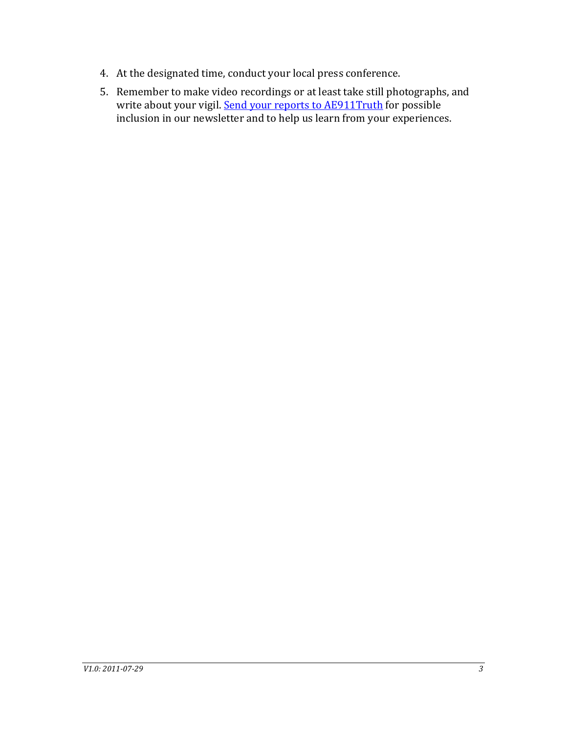4. At the designated time, conduct your local press conference.
5. Remember to make video recordings or at least take still photographs, and write about your vigil. Send your reports to AE911Truth for possible inclusion in our newsletter and to help us learn from your experiences.